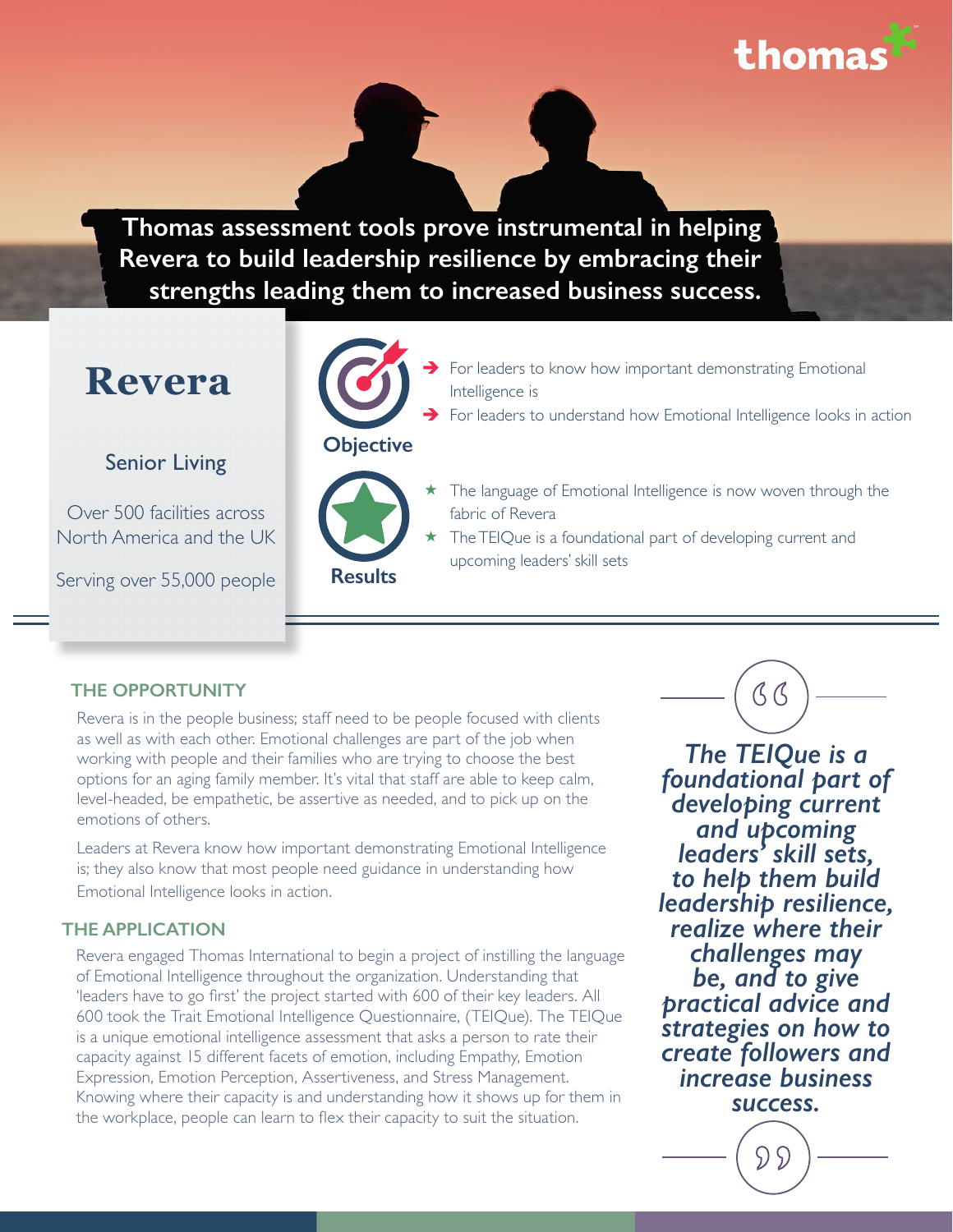thomas

**Thomas assessment tools prove instrumental in helping Revera to build leadership resilience by embracing their strengths leading them to increased business success.**

# Revera

Senior Living

Over 500 facilities across North America and the UK

Serving over 55,000 people

### Objective

- For leaders to know how important demonstrating Emotional Intelligence is
- For leaders to understand how Emotional Intelligence looks in action

### Results

- The language of Emotional Intelligence is now woven through the fabric of Revera
- The TEIQue is a foundational part of developing current and upcoming leaders' skill sets

## THE OPPORTUNITY

Revera is in the people business; staff need to be people focused with clients as well as with each other. Emotional challenges are part of the job when working with people and their families who are trying to choose the best options for an aging family member. It's vital that staff are able to keep calm, level-headed, be empathetic, be assertive as needed, and to pick up on the emotions of others.

Leaders at Revera know how important demonstrating Emotional Intelligence is; they also know that most people need guidance in understanding how Emotional Intelligence looks in action.

## THE APPLICATION

Revera engaged Thomas International to begin a project of instilling the language of Emotional Intelligence throughout the organization. Understanding that 'leaders have to go first' the project started with 600 of their key leaders. All 600 took the Trait Emotional Intelligence Questionnaire, (TEIQue). The TEIQue is a unique emotional intelligence assessment that asks a person to rate their capacity against 15 different facets of emotion, including Empathy, Emotion Expression, Emotion Perception, Assertiveness, and Stress Management. Knowing where their capacity is and understanding how it shows up for them in the workplace, people can learn to flex their capacity to suit the situation.

> ***The TEIQue is a foundational part of developing current and upcoming leaders' skill sets, to help them build leadership resilience, realize where their challenges may be, and to give practical advice and strategies on how to create followers and increase business success.***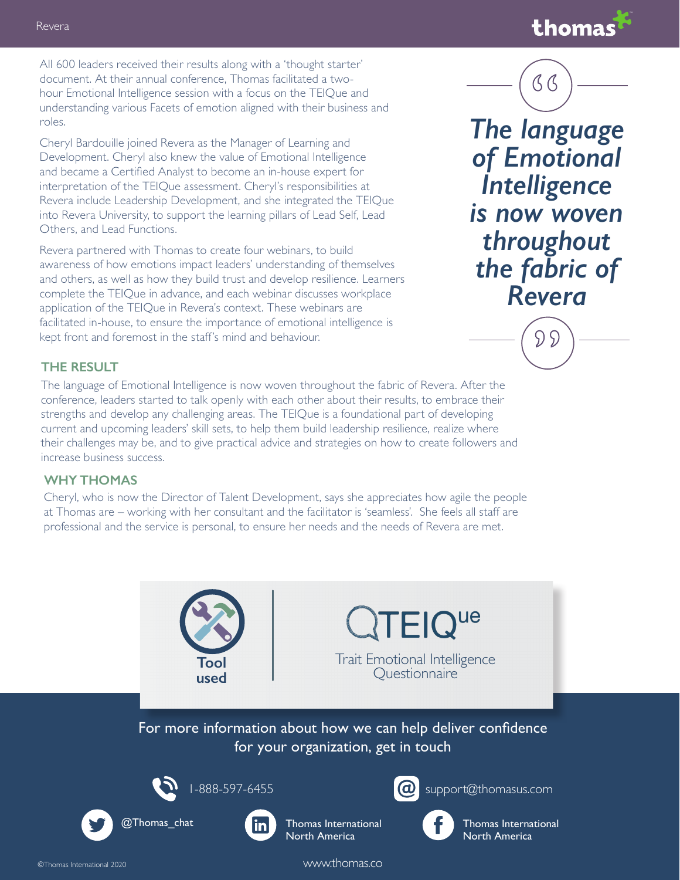All 600 leaders received their results along with a 'thought starter' document. At their annual conference, Thomas facilitated a two-hour Emotional Intelligence session with a focus on the TEIQue and understanding various Facets of emotion aligned with their business and roles.

Cheryl Bardouille joined Revera as the Manager of Learning and Development. Cheryl also knew the value of Emotional Intelligence and became a Certified Analyst to become an in-house expert for interpretation of the TEIQue assessment. Cheryl's responsibilities at Revera include Leadership Development, and she integrated the TEIQue into Revera University, to support the learning pillars of Lead Self, Lead Others, and Lead Functions.

Revera partnered with Thomas to create four webinars, to build awareness of how emotions impact leaders' understanding of themselves and others, as well as how they build trust and develop resilience. Learners complete the TEIQue in advance, and each webinar discusses workplace application of the TEIQue in Revera's context. These webinars are facilitated in-house, to ensure the importance of emotional intelligence is kept front and foremost in the staff's mind and behaviour.

> ***The language of Emotional Intelligence is now woven throughout the fabric of Revera***

## THE RESULT

The language of Emotional Intelligence is now woven throughout the fabric of Revera. After the conference, leaders started to talk openly with each other about their results, to embrace their strengths and develop any challenging areas. The TEIQue is a foundational part of developing current and upcoming leaders' skill sets, to help them build leadership resilience, realize where their challenges may be, and to give practical advice and strategies on how to create followers and increase business success.

## WHY THOMAS

Cheryl, who is now the Director of Talent Development, says she appreciates how agile the people at Thomas are – working with her consultant and the facilitator is 'seamless'. She feels all staff are professional and the service is personal, to ensure her needs and the needs of Revera are met.

**Tool used**

TEIQue
Trait Emotional Intelligence Questionnaire

For more information about how we can help deliver confidence for your organization, get in touch

1-888-597-6455

support@thomasus.com

@Thomas_chat

Thomas International North America (LinkedIn)

Thomas International North America (Facebook)

©Thomas International 2020

www.thomas.co